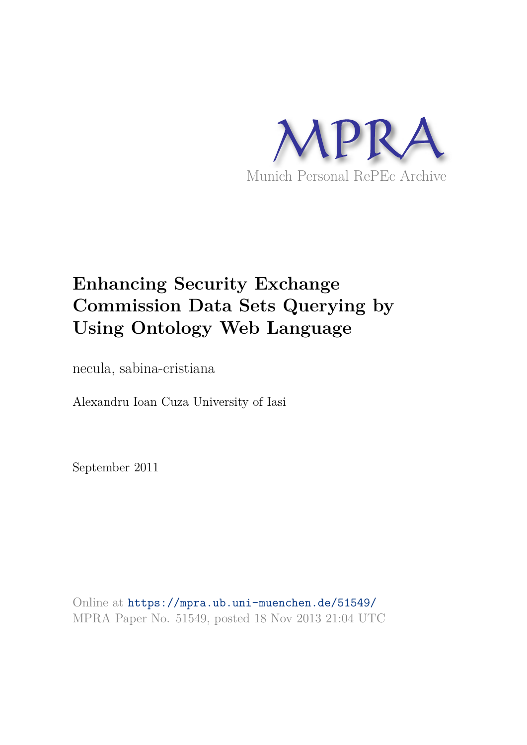MPRA

Munich Personal RePEc Archive

# Enhancing Security Exchange Commission Data Sets Querying by Using Ontology Web Language

necula, sabina-cristiana

Alexandru Ioan Cuza University of Iasi

September 2011

Online at https://mpra.ub.uni-muenchen.de/51549/
MPRA Paper No. 51549, posted 18 Nov 2013 21:04 UTC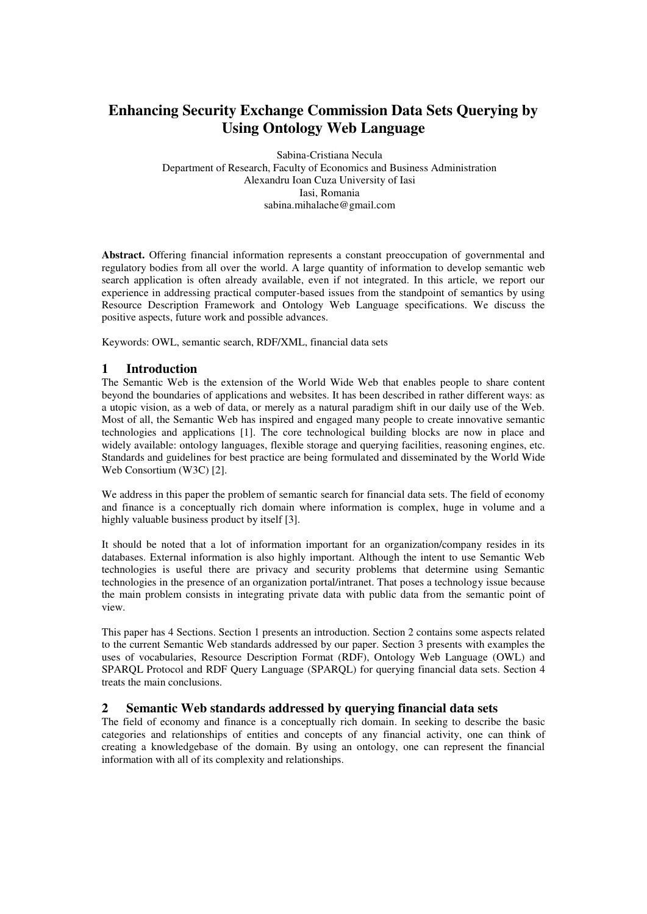# Enhancing Security Exchange Commission Data Sets Querying by Using Ontology Web Language

Sabina-Cristiana Necula
Department of Research, Faculty of Economics and Business Administration
Alexandru Ioan Cuza University of Iasi
Iasi, Romania
sabina.mihalache@gmail.com

**Abstract.** Offering financial information represents a constant preoccupation of governmental and regulatory bodies from all over the world. A large quantity of information to develop semantic web search application is often already available, even if not integrated. In this article, we report our experience in addressing practical computer-based issues from the standpoint of semantics by using Resource Description Framework and Ontology Web Language specifications. We discuss the positive aspects, future work and possible advances.

Keywords: OWL, semantic search, RDF/XML, financial data sets

## 1 Introduction

The Semantic Web is the extension of the World Wide Web that enables people to share content beyond the boundaries of applications and websites. It has been described in rather different ways: as a utopic vision, as a web of data, or merely as a natural paradigm shift in our daily use of the Web. Most of all, the Semantic Web has inspired and engaged many people to create innovative semantic technologies and applications [1]. The core technological building blocks are now in place and widely available: ontology languages, flexible storage and querying facilities, reasoning engines, etc. Standards and guidelines for best practice are being formulated and disseminated by the World Wide Web Consortium (W3C) [2].

We address in this paper the problem of semantic search for financial data sets. The field of economy and finance is a conceptually rich domain where information is complex, huge in volume and a highly valuable business product by itself [3].

It should be noted that a lot of information important for an organization/company resides in its databases. External information is also highly important. Although the intent to use Semantic Web technologies is useful there are privacy and security problems that determine using Semantic technologies in the presence of an organization portal/intranet. That poses a technology issue because the main problem consists in integrating private data with public data from the semantic point of view.

This paper has 4 Sections. Section 1 presents an introduction. Section 2 contains some aspects related to the current Semantic Web standards addressed by our paper. Section 3 presents with examples the uses of vocabularies, Resource Description Format (RDF), Ontology Web Language (OWL) and SPARQL Protocol and RDF Query Language (SPARQL) for querying financial data sets. Section 4 treats the main conclusions.

## 2 Semantic Web standards addressed by querying financial data sets

The field of economy and finance is a conceptually rich domain. In seeking to describe the basic categories and relationships of entities and concepts of any financial activity, one can think of creating a knowledgebase of the domain. By using an ontology, one can represent the financial information with all of its complexity and relationships.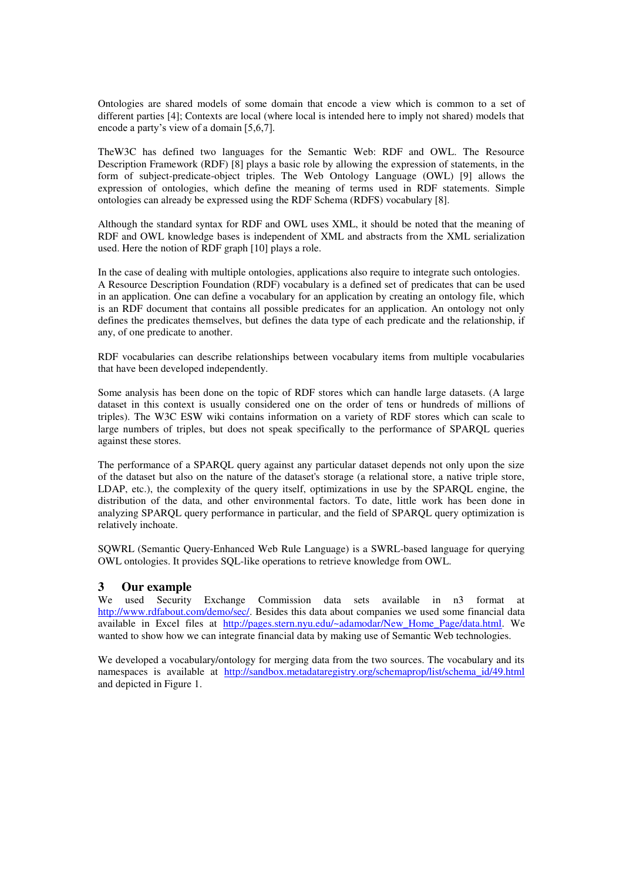Ontologies are shared models of some domain that encode a view which is common to a set of different parties [4]; Contexts are local (where local is intended here to imply not shared) models that encode a party's view of a domain [5,6,7].

TheW3C has defined two languages for the Semantic Web: RDF and OWL. The Resource Description Framework (RDF) [8] plays a basic role by allowing the expression of statements, in the form of subject-predicate-object triples. The Web Ontology Language (OWL) [9] allows the expression of ontologies, which define the meaning of terms used in RDF statements. Simple ontologies can already be expressed using the RDF Schema (RDFS) vocabulary [8].

Although the standard syntax for RDF and OWL uses XML, it should be noted that the meaning of RDF and OWL knowledge bases is independent of XML and abstracts from the XML serialization used. Here the notion of RDF graph [10] plays a role.

In the case of dealing with multiple ontologies, applications also require to integrate such ontologies. A Resource Description Foundation (RDF) vocabulary is a defined set of predicates that can be used in an application. One can define a vocabulary for an application by creating an ontology file, which is an RDF document that contains all possible predicates for an application. An ontology not only defines the predicates themselves, but defines the data type of each predicate and the relationship, if any, of one predicate to another.

RDF vocabularies can describe relationships between vocabulary items from multiple vocabularies that have been developed independently.

Some analysis has been done on the topic of RDF stores which can handle large datasets. (A large dataset in this context is usually considered one on the order of tens or hundreds of millions of triples). The W3C ESW wiki contains information on a variety of RDF stores which can scale to large numbers of triples, but does not speak specifically to the performance of SPARQL queries against these stores.

The performance of a SPARQL query against any particular dataset depends not only upon the size of the dataset but also on the nature of the dataset's storage (a relational store, a native triple store, LDAP, etc.), the complexity of the query itself, optimizations in use by the SPARQL engine, the distribution of the data, and other environmental factors. To date, little work has been done in analyzing SPARQL query performance in particular, and the field of SPARQL query optimization is relatively inchoate.

SQWRL (Semantic Query-Enhanced Web Rule Language) is a SWRL-based language for querying OWL ontologies. It provides SQL-like operations to retrieve knowledge from OWL.

## 3 Our example

We used Security Exchange Commission data sets available in n3 format at http://www.rdfabout.com/demo/sec/. Besides this data about companies we used some financial data available in Excel files at http://pages.stern.nyu.edu/~adamodar/New_Home_Page/data.html. We wanted to show how we can integrate financial data by making use of Semantic Web technologies.

We developed a vocabulary/ontology for merging data from the two sources. The vocabulary and its namespaces is available at http://sandbox.metadataregistry.org/schemaprop/list/schema_id/49.html and depicted in Figure 1.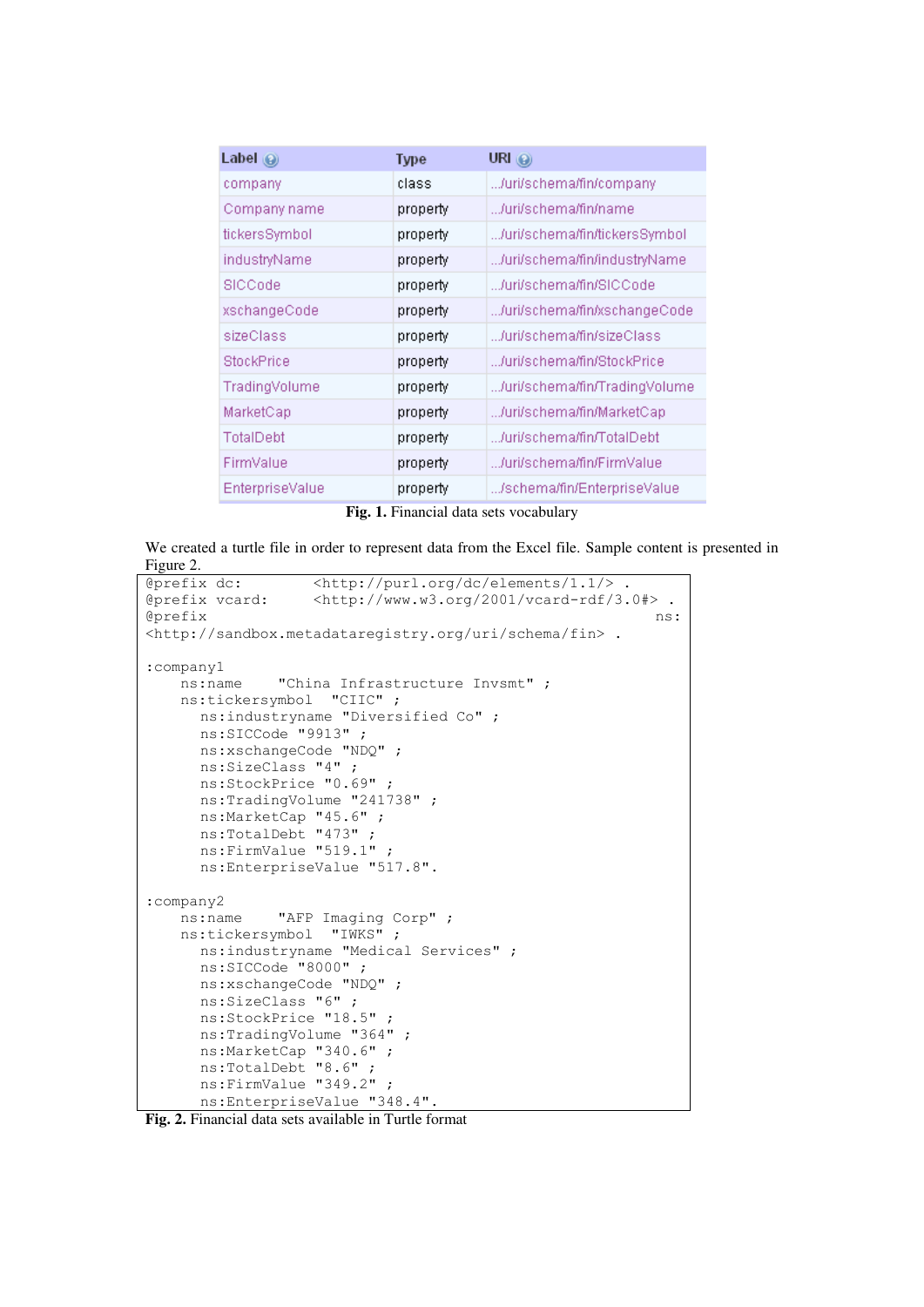| Label | Type | URI |
| --- | --- | --- |
| company | class | .../uri/schema/fin/company |
| Company name | property | .../uri/schema/fin/name |
| tickersSymbol | property | .../uri/schema/fin/tickersSymbol |
| industryName | property | .../uri/schema/fin/industryName |
| SICCode | property | .../uri/schema/fin/SICCode |
| xschangeCode | property | .../uri/schema/fin/xschangeCode |
| sizeClass | property | .../uri/schema/fin/sizeClass |
| StockPrice | property | .../uri/schema/fin/StockPrice |
| TradingVolume | property | .../uri/schema/fin/TradingVolume |
| MarketCap | property | .../uri/schema/fin/MarketCap |
| TotalDebt | property | .../uri/schema/fin/TotalDebt |
| FirmValue | property | .../uri/schema/fin/FirmValue |
| EnterpriseValue | property | .../schema/fin/EnterpriseValue |

**Fig. 1.** Financial data sets vocabulary

We created a turtle file in order to represent data from the Excel file. Sample content is presented in Figure 2.

```
@prefix dc:         <http://purl.org/dc/elements/1.1/> .
@prefix vcard:      <http://www.w3.org/2001/vcard-rdf/3.0#> .
@prefix                                                    ns:
<http://sandbox.metadataregistry.org/uri/schema/fin> .

:company1
    ns:name     "China Infrastructure Invsmt" ;
    ns:tickersymbol   "CIIC" ;
      ns:industryname "Diversified Co" ;
      ns:SICCode "9913" ;
      ns:xschangeCode "NDQ" ;
      ns:SizeClass "4" ;
      ns:StockPrice "0.69" ;
      ns:TradingVolume "241738" ;
      ns:MarketCap "45.6" ;
      ns:TotalDebt "473" ;
      ns:FirmValue "519.1" ;
      ns:EnterpriseValue "517.8".

:company2
    ns:name     "AFP Imaging Corp" ;
    ns:tickersymbol   "IWKS" ;
      ns:industryname "Medical Services" ;
      ns:SICCode "8000" ;
      ns:xschangeCode "NDQ" ;
      ns:SizeClass "6" ;
      ns:StockPrice "18.5" ;
      ns:TradingVolume "364" ;
      ns:MarketCap "340.6" ;
      ns:TotalDebt "8.6" ;
      ns:FirmValue "349.2" ;
      ns:EnterpriseValue "348.4".
```

**Fig. 2.** Financial data sets available in Turtle format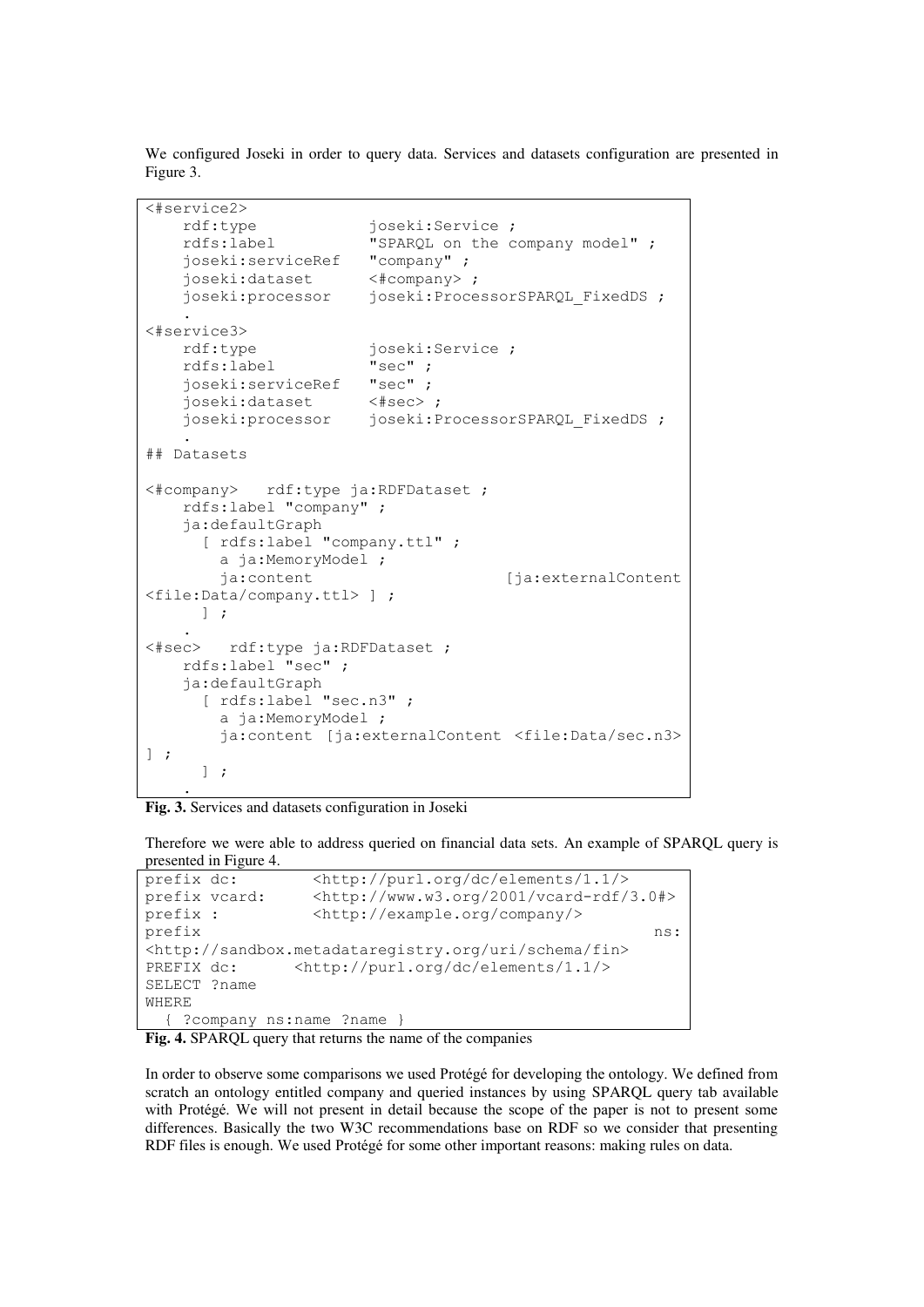We configured Joseki in order to query data. Services and datasets configuration are presented in Figure 3.

```
<#service2>
    rdf:type            joseki:Service ;
    rdfs:label          "SPARQL on the company model" ;
    joseki:serviceRef   "company" ;
    joseki:dataset      <#company> ;
    joseki:processor    joseki:ProcessorSPARQL_FixedDS ;
    .
<#service3>
    rdf:type            joseki:Service ;
    rdfs:label          "sec" ;
    joseki:serviceRef   "sec" ;
    joseki:dataset      <#sec> ;
    joseki:processor    joseki:ProcessorSPARQL_FixedDS ;
    .
## Datasets

<#company>   rdf:type ja:RDFDataset ;
    rdfs:label "company" ;
    ja:defaultGraph
      [ rdfs:label "company.ttl" ;
        a ja:MemoryModel ;
        ja:content                    [ja:externalContent
<file:Data/company.ttl> ] ;
      ] ;
    .
<#sec>   rdf:type ja:RDFDataset ;
    rdfs:label "sec" ;
    ja:defaultGraph
      [ rdfs:label "sec.n3" ;
        a ja:MemoryModel ;
        ja:content [ja:externalContent <file:Data/sec.n3>
] ;
      ] ;
    .
```

**Fig. 3.** Services and datasets configuration in Joseki

Therefore we were able to address queried on financial data sets. An example of SPARQL query is presented in Figure 4.

```
prefix dc:        <http://purl.org/dc/elements/1.1/>
prefix vcard:     <http://www.w3.org/2001/vcard-rdf/3.0#>
prefix :          <http://example.org/company/>
prefix                                                   ns:
<http://sandbox.metadataregistry.org/uri/schema/fin>
PREFIX dc:      <http://purl.org/dc/elements/1.1/>
SELECT ?name
WHERE
  { ?company ns:name ?name }
```

**Fig. 4.** SPARQL query that returns the name of the companies

In order to observe some comparisons we used Protégé for developing the ontology. We defined from scratch an ontology entitled company and queried instances by using SPARQL query tab available with Protégé. We will not present in detail because the scope of the paper is not to present some differences. Basically the two W3C recommendations base on RDF so we consider that presenting RDF files is enough. We used Protégé for some other important reasons: making rules on data.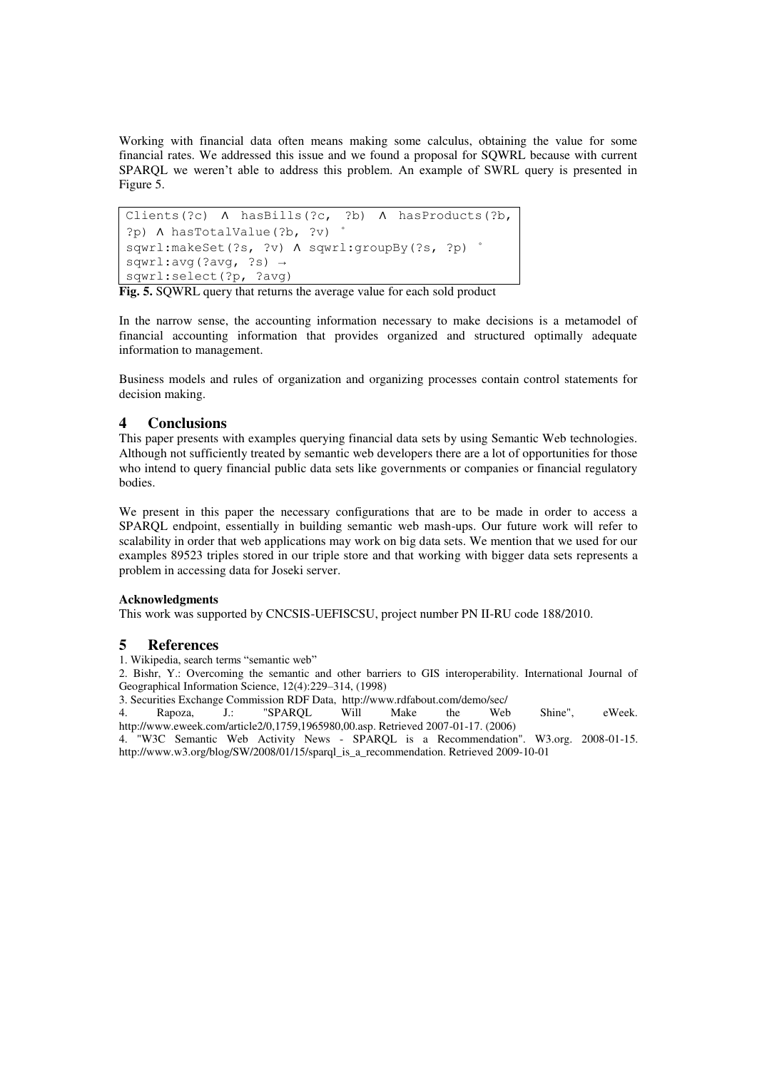Working with financial data often means making some calculus, obtaining the value for some financial rates. We addressed this issue and we found a proposal for SQWRL because with current SPARQL we weren't able to address this problem. An example of SWRL query is presented in Figure 5.

```
Clients(?c) ∧ hasBills(?c, ?b) ∧ hasProducts(?b,
?p) ∧ hasTotalValue(?b, ?v) ˚
sqwrl:makeSet(?s, ?v) ∧ sqwrl:groupBy(?s, ?p) ˚
sqwrl:avg(?avg, ?s) →
sqwrl:select(?p, ?avg)
```

**Fig. 5.** SQWRL query that returns the average value for each sold product

In the narrow sense, the accounting information necessary to make decisions is a metamodel of financial accounting information that provides organized and structured optimally adequate information to management.

Business models and rules of organization and organizing processes contain control statements for decision making.

## 4 Conclusions

This paper presents with examples querying financial data sets by using Semantic Web technologies. Although not sufficiently treated by semantic web developers there are a lot of opportunities for those who intend to query financial public data sets like governments or companies or financial regulatory bodies.

We present in this paper the necessary configurations that are to be made in order to access a SPARQL endpoint, essentially in building semantic web mash-ups. Our future work will refer to scalability in order that web applications may work on big data sets. We mention that we used for our examples 89523 triples stored in our triple store and that working with bigger data sets represents a problem in accessing data for Joseki server.

#### Acknowledgments

This work was supported by CNCSIS-UEFISCSU, project number PN II-RU code 188/2010.

## 5 References

1. Wikipedia, search terms "semantic web"
2. Bishr, Y.: Overcoming the semantic and other barriers to GIS interoperability. International Journal of Geographical Information Science, 12(4):229–314, (1998)
3. Securities Exchange Commission RDF Data, http://www.rdfabout.com/demo/sec/
4. Rapoza, J.: "SPARQL Will Make the Web Shine", eWeek. http://www.eweek.com/article2/0,1759,1965980,00.asp. Retrieved 2007-01-17. (2006)
4. "W3C Semantic Web Activity News - SPARQL is a Recommendation". W3.org. 2008-01-15. http://www.w3.org/blog/SW/2008/01/15/sparql_is_a_recommendation. Retrieved 2009-10-01